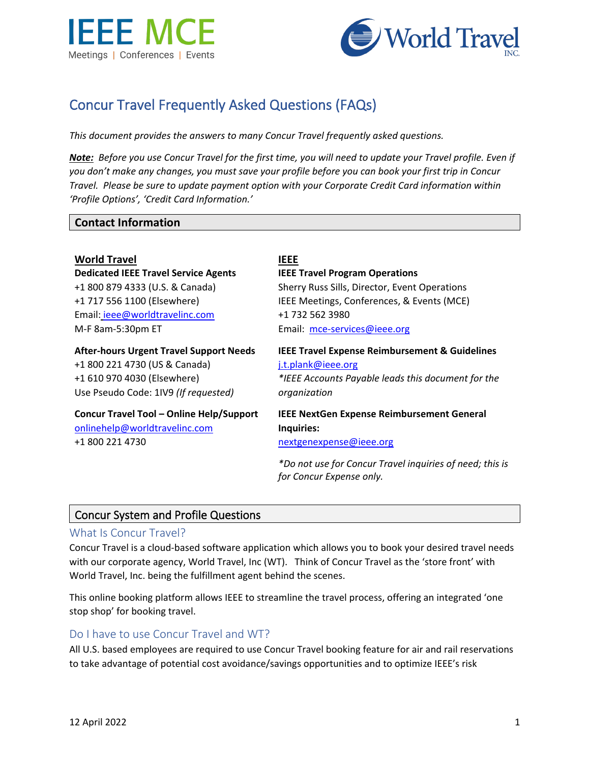IEEE MCE
Meetings | Conferences | Events

World Travel INC.

# Concur Travel Frequently Asked Questions (FAQs)

*This document provides the answers to many Concur Travel frequently asked questions.*

***Note:*** *Before you use Concur Travel for the first time, you will need to update your Travel profile. Even if you don't make any changes, you must save your profile before you can book your first trip in Concur Travel. Please be sure to update payment option with your Corporate Credit Card information within 'Profile Options', 'Credit Card Information.'*

## Contact Information

**World Travel**

**Dedicated IEEE Travel Service Agents**
+1 800 879 4333 (U.S. & Canada)
+1 717 556 1100 (Elsewhere)
Email: ieee@worldtravelinc.com
M-F 8am-5:30pm ET

**After-hours Urgent Travel Support Needs**
+1 800 221 4730 (US & Canada)
+1 610 970 4030 (Elsewhere)
Use Pseudo Code: 1IV9 *(If requested)*

**Concur Travel Tool – Online Help/Support**
onlinehelp@worldtravelinc.com
+1 800 221 4730

**IEEE**

**IEEE Travel Program Operations**
Sherry Russ Sills, Director, Event Operations
IEEE Meetings, Conferences, & Events (MCE)
+1 732 562 3980
Email: mce-services@ieee.org

**IEEE Travel Expense Reimbursement & Guidelines**
j.t.plank@ieee.org
*\*IEEE Accounts Payable leads this document for the organization*

**IEEE NextGen Expense Reimbursement General Inquiries:**
nextgenexpense@ieee.org

*\*Do not use for Concur Travel inquiries of need; this is for Concur Expense only.*

## Concur System and Profile Questions

### What Is Concur Travel?

Concur Travel is a cloud-based software application which allows you to book your desired travel needs with our corporate agency, World Travel, Inc (WT). Think of Concur Travel as the 'store front' with World Travel, Inc. being the fulfillment agent behind the scenes.

This online booking platform allows IEEE to streamline the travel process, offering an integrated 'one stop shop' for booking travel.

### Do I have to use Concur Travel and WT?

All U.S. based employees are required to use Concur Travel booking feature for air and rail reservations to take advantage of potential cost avoidance/savings opportunities and to optimize IEEE's risk

12 April 2022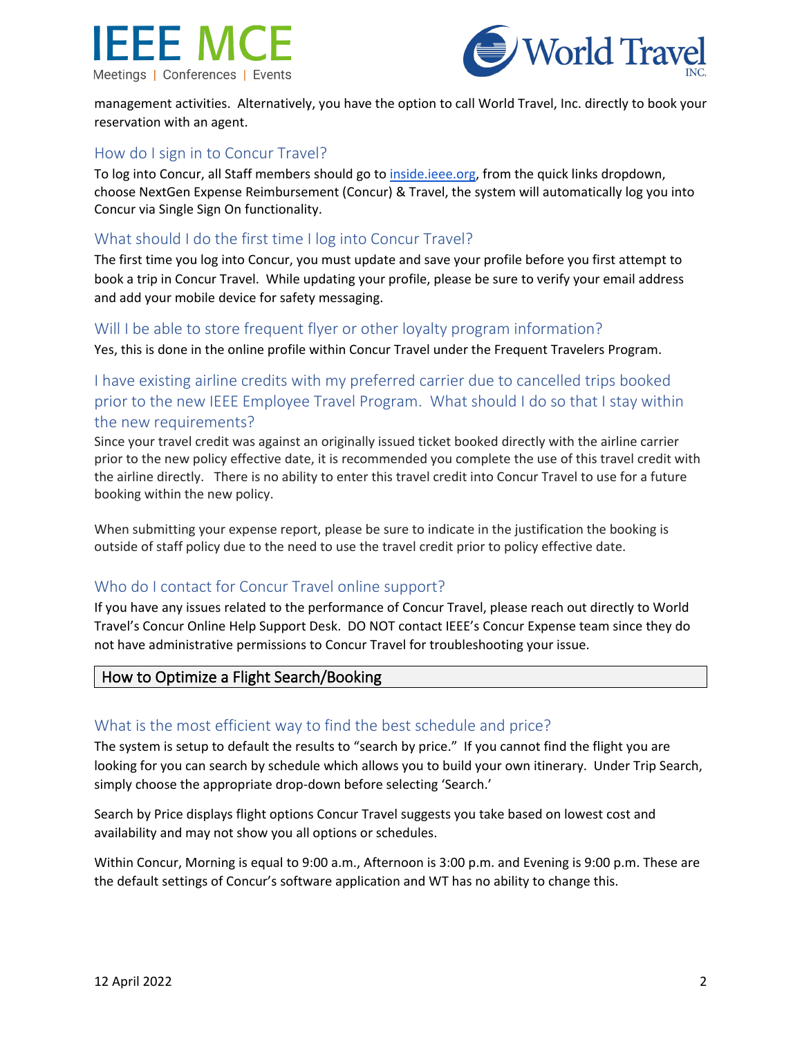management activities. Alternatively, you have the option to call World Travel, Inc. directly to book your reservation with an agent.

### How do I sign in to Concur Travel?

To log into Concur, all Staff members should go to [inside.ieee.org](inside.ieee.org), from the quick links dropdown, choose NextGen Expense Reimbursement (Concur) & Travel, the system will automatically log you into Concur via Single Sign On functionality.

### What should I do the first time I log into Concur Travel?

The first time you log into Concur, you must update and save your profile before you first attempt to book a trip in Concur Travel. While updating your profile, please be sure to verify your email address and add your mobile device for safety messaging.

### Will I be able to store frequent flyer or other loyalty program information?

Yes, this is done in the online profile within Concur Travel under the Frequent Travelers Program.

### I have existing airline credits with my preferred carrier due to cancelled trips booked prior to the new IEEE Employee Travel Program. What should I do so that I stay within the new requirements?

Since your travel credit was against an originally issued ticket booked directly with the airline carrier prior to the new policy effective date, it is recommended you complete the use of this travel credit with the airline directly. There is no ability to enter this travel credit into Concur Travel to use for a future booking within the new policy.

When submitting your expense report, please be sure to indicate in the justification the booking is outside of staff policy due to the need to use the travel credit prior to policy effective date.

### Who do I contact for Concur Travel online support?

If you have any issues related to the performance of Concur Travel, please reach out directly to World Travel's Concur Online Help Support Desk. DO NOT contact IEEE's Concur Expense team since they do not have administrative permissions to Concur Travel for troubleshooting your issue.

## How to Optimize a Flight Search/Booking

### What is the most efficient way to find the best schedule and price?

The system is setup to default the results to "search by price." If you cannot find the flight you are looking for you can search by schedule which allows you to build your own itinerary. Under Trip Search, simply choose the appropriate drop-down before selecting 'Search.'

Search by Price displays flight options Concur Travel suggests you take based on lowest cost and availability and may not show you all options or schedules.

Within Concur, Morning is equal to 9:00 a.m., Afternoon is 3:00 p.m. and Evening is 9:00 p.m. These are the default settings of Concur's software application and WT has no ability to change this.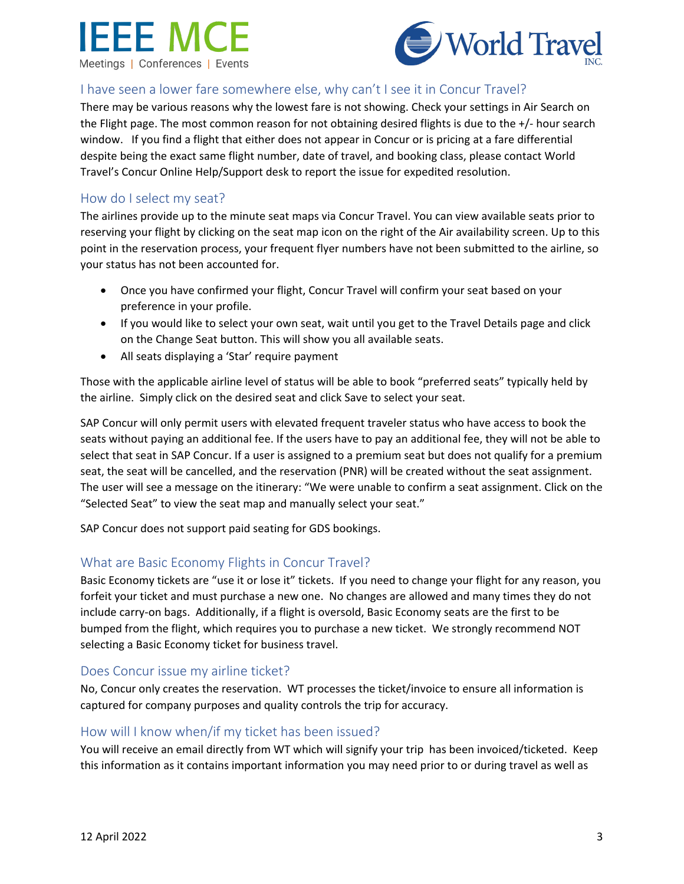## I have seen a lower fare somewhere else, why can't I see it in Concur Travel?

There may be various reasons why the lowest fare is not showing. Check your settings in Air Search on the Flight page. The most common reason for not obtaining desired flights is due to the +/- hour search window. If you find a flight that either does not appear in Concur or is pricing at a fare differential despite being the exact same flight number, date of travel, and booking class, please contact World Travel's Concur Online Help/Support desk to report the issue for expedited resolution.

## How do I select my seat?

The airlines provide up to the minute seat maps via Concur Travel. You can view available seats prior to reserving your flight by clicking on the seat map icon on the right of the Air availability screen. Up to this point in the reservation process, your frequent flyer numbers have not been submitted to the airline, so your status has not been accounted for.

- Once you have confirmed your flight, Concur Travel will confirm your seat based on your preference in your profile.
- If you would like to select your own seat, wait until you get to the Travel Details page and click on the Change Seat button. This will show you all available seats.
- All seats displaying a 'Star' require payment

Those with the applicable airline level of status will be able to book "preferred seats" typically held by the airline. Simply click on the desired seat and click Save to select your seat.

SAP Concur will only permit users with elevated frequent traveler status who have access to book the seats without paying an additional fee. If the users have to pay an additional fee, they will not be able to select that seat in SAP Concur. If a user is assigned to a premium seat but does not qualify for a premium seat, the seat will be cancelled, and the reservation (PNR) will be created without the seat assignment. The user will see a message on the itinerary: "We were unable to confirm a seat assignment. Click on the "Selected Seat" to view the seat map and manually select your seat."

SAP Concur does not support paid seating for GDS bookings.

## What are Basic Economy Flights in Concur Travel?

Basic Economy tickets are "use it or lose it" tickets. If you need to change your flight for any reason, you forfeit your ticket and must purchase a new one. No changes are allowed and many times they do not include carry-on bags. Additionally, if a flight is oversold, Basic Economy seats are the first to be bumped from the flight, which requires you to purchase a new ticket. We strongly recommend NOT selecting a Basic Economy ticket for business travel.

## Does Concur issue my airline ticket?

No, Concur only creates the reservation. WT processes the ticket/invoice to ensure all information is captured for company purposes and quality controls the trip for accuracy.

## How will I know when/if my ticket has been issued?

You will receive an email directly from WT which will signify your trip has been invoiced/ticketed. Keep this information as it contains important information you may need prior to or during travel as well as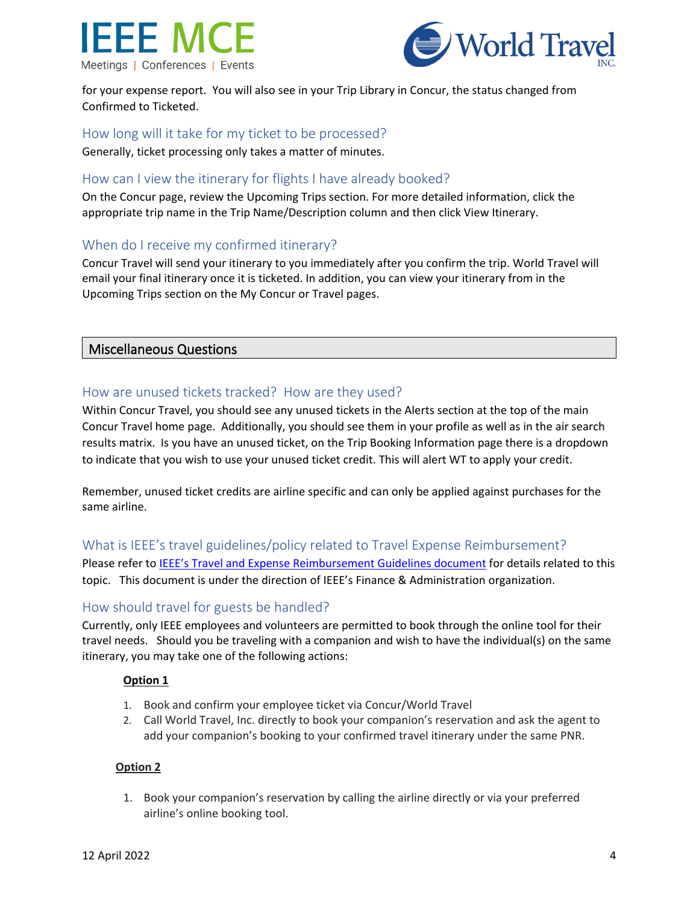for your expense report. You will also see in your Trip Library in Concur, the status changed from Confirmed to Ticketed.

### How long will it take for my ticket to be processed?

Generally, ticket processing only takes a matter of minutes.

### How can I view the itinerary for flights I have already booked?

On the Concur page, review the Upcoming Trips section. For more detailed information, click the appropriate trip name in the Trip Name/Description column and then click View Itinerary.

### When do I receive my confirmed itinerary?

Concur Travel will send your itinerary to you immediately after you confirm the trip. World Travel will email your final itinerary once it is ticketed. In addition, you can view your itinerary from in the Upcoming Trips section on the My Concur or Travel pages.

## Miscellaneous Questions

### How are unused tickets tracked? How are they used?

Within Concur Travel, you should see any unused tickets in the Alerts section at the top of the main Concur Travel home page. Additionally, you should see them in your profile as well as in the air search results matrix. Is you have an unused ticket, on the Trip Booking Information page there is a dropdown to indicate that you wish to use your unused ticket credit. This will alert WT to apply your credit.

Remember, unused ticket credits are airline specific and can only be applied against purchases for the same airline.

### What is IEEE's travel guidelines/policy related to Travel Expense Reimbursement?

Please refer to IEEE's Travel and Expense Reimbursement Guidelines document for details related to this topic. This document is under the direction of IEEE's Finance & Administration organization.

### How should travel for guests be handled?

Currently, only IEEE employees and volunteers are permitted to book through the online tool for their travel needs. Should you be traveling with a companion and wish to have the individual(s) on the same itinerary, you may take one of the following actions:

**Option 1**

1. Book and confirm your employee ticket via Concur/World Travel
2. Call World Travel, Inc. directly to book your companion's reservation and ask the agent to add your companion's booking to your confirmed travel itinerary under the same PNR.

**Option 2**

1. Book your companion's reservation by calling the airline directly or via your preferred airline's online booking tool.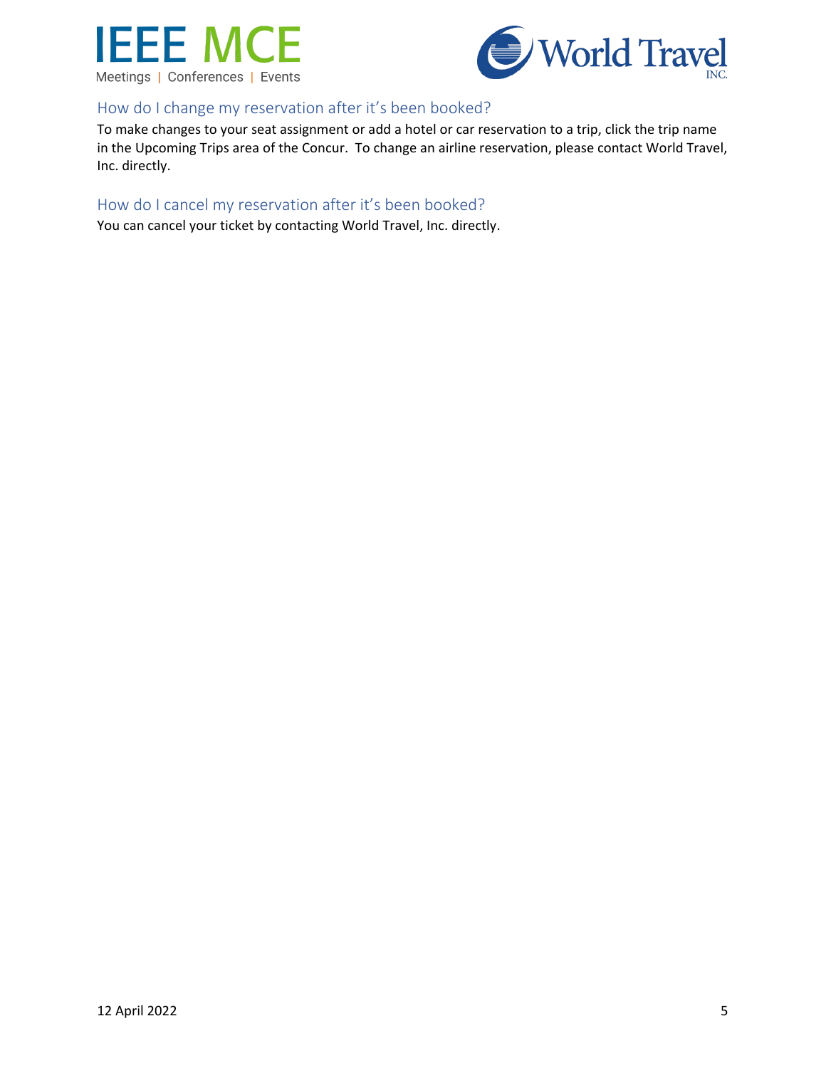## How do I change my reservation after it's been booked?

To make changes to your seat assignment or add a hotel or car reservation to a trip, click the trip name in the Upcoming Trips area of the Concur. To change an airline reservation, please contact World Travel, Inc. directly.

## How do I cancel my reservation after it's been booked?

You can cancel your ticket by contacting World Travel, Inc. directly.